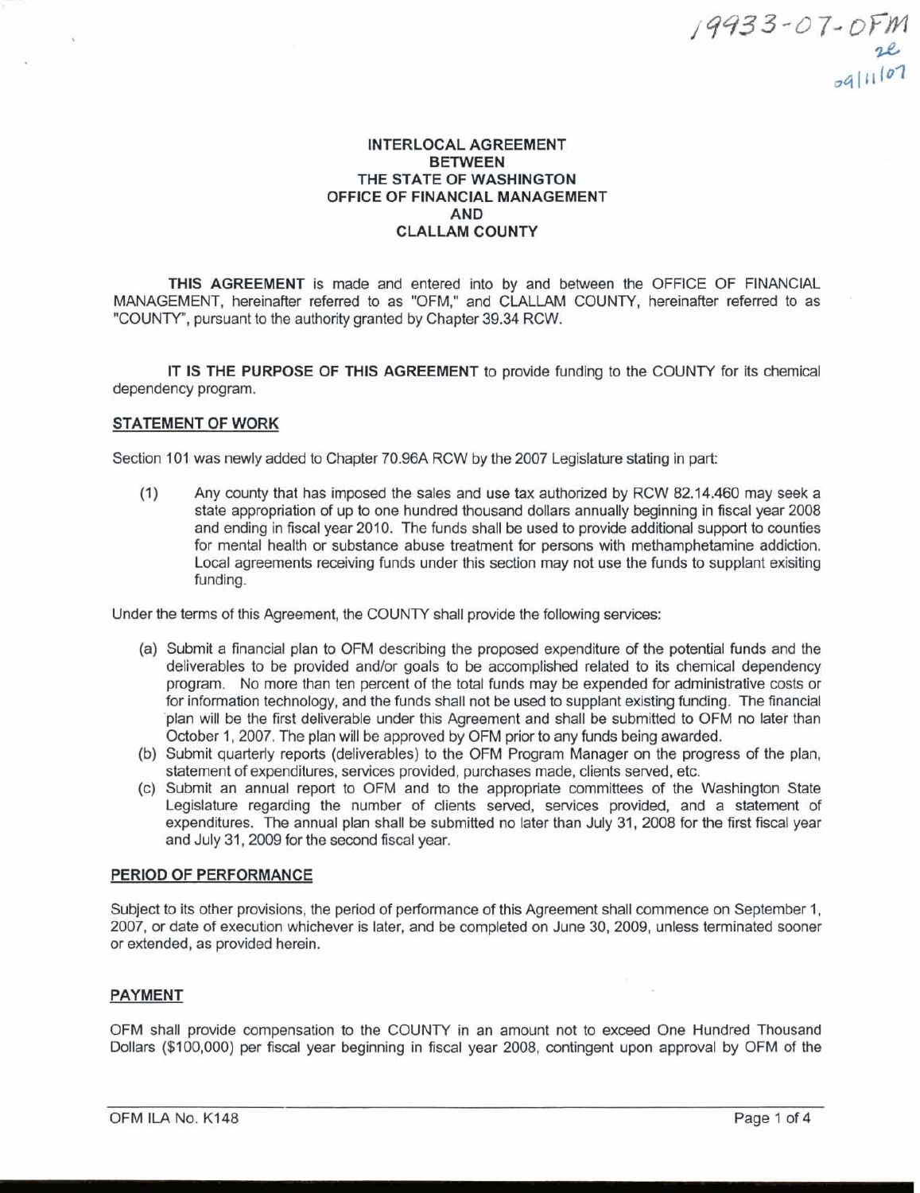19933-07-OFM
2e
09/11/07

**INTERLOCAL AGREEMENT**
**BETWEEN**
**THE STATE OF WASHINGTON**
**OFFICE OF FINANCIAL MANAGEMENT**
**AND**
**CLALLAM COUNTY**

**THIS AGREEMENT** is made and entered into by and between the OFFICE OF FINANCIAL MANAGEMENT, hereinafter referred to as "OFM," and CLALLAM COUNTY, hereinafter referred to as "COUNTY", pursuant to the authority granted by Chapter 39.34 RCW.

**IT IS THE PURPOSE OF THIS AGREEMENT** to provide funding to the COUNTY for its chemical dependency program.

## STATEMENT OF WORK

Section 101 was newly added to Chapter 70.96A RCW by the 2007 Legislature stating in part:

(1) Any county that has imposed the sales and use tax authorized by RCW 82.14.460 may seek a state appropriation of up to one hundred thousand dollars annually beginning in fiscal year 2008 and ending in fiscal year 2010. The funds shall be used to provide additional support to counties for mental health or substance abuse treatment for persons with methamphetamine addiction. Local agreements receiving funds under this section may not use the funds to supplant exisiting funding.

Under the terms of this Agreement, the COUNTY shall provide the following services:

(a) Submit a financial plan to OFM describing the proposed expenditure of the potential funds and the deliverables to be provided and/or goals to be accomplished related to its chemical dependency program. No more than ten percent of the total funds may be expended for administrative costs or for information technology, and the funds shall not be used to supplant existing funding. The financial plan will be the first deliverable under this Agreement and shall be submitted to OFM no later than October 1, 2007. The plan will be approved by OFM prior to any funds being awarded.
(b) Submit quarterly reports (deliverables) to the OFM Program Manager on the progress of the plan, statement of expenditures, services provided, purchases made, clients served, etc.
(c) Submit an annual report to OFM and to the appropriate committees of the Washington State Legislature regarding the number of clients served, services provided, and a statement of expenditures. The annual plan shall be submitted no later than July 31, 2008 for the first fiscal year and July 31, 2009 for the second fiscal year.

## PERIOD OF PERFORMANCE

Subject to its other provisions, the period of performance of this Agreement shall commence on September 1, 2007, or date of execution whichever is later, and be completed on June 30, 2009, unless terminated sooner or extended, as provided herein.

## PAYMENT

OFM shall provide compensation to the COUNTY in an amount not to exceed One Hundred Thousand Dollars ($100,000) per fiscal year beginning in fiscal year 2008, contingent upon approval by OFM of the

OFM ILA No. K148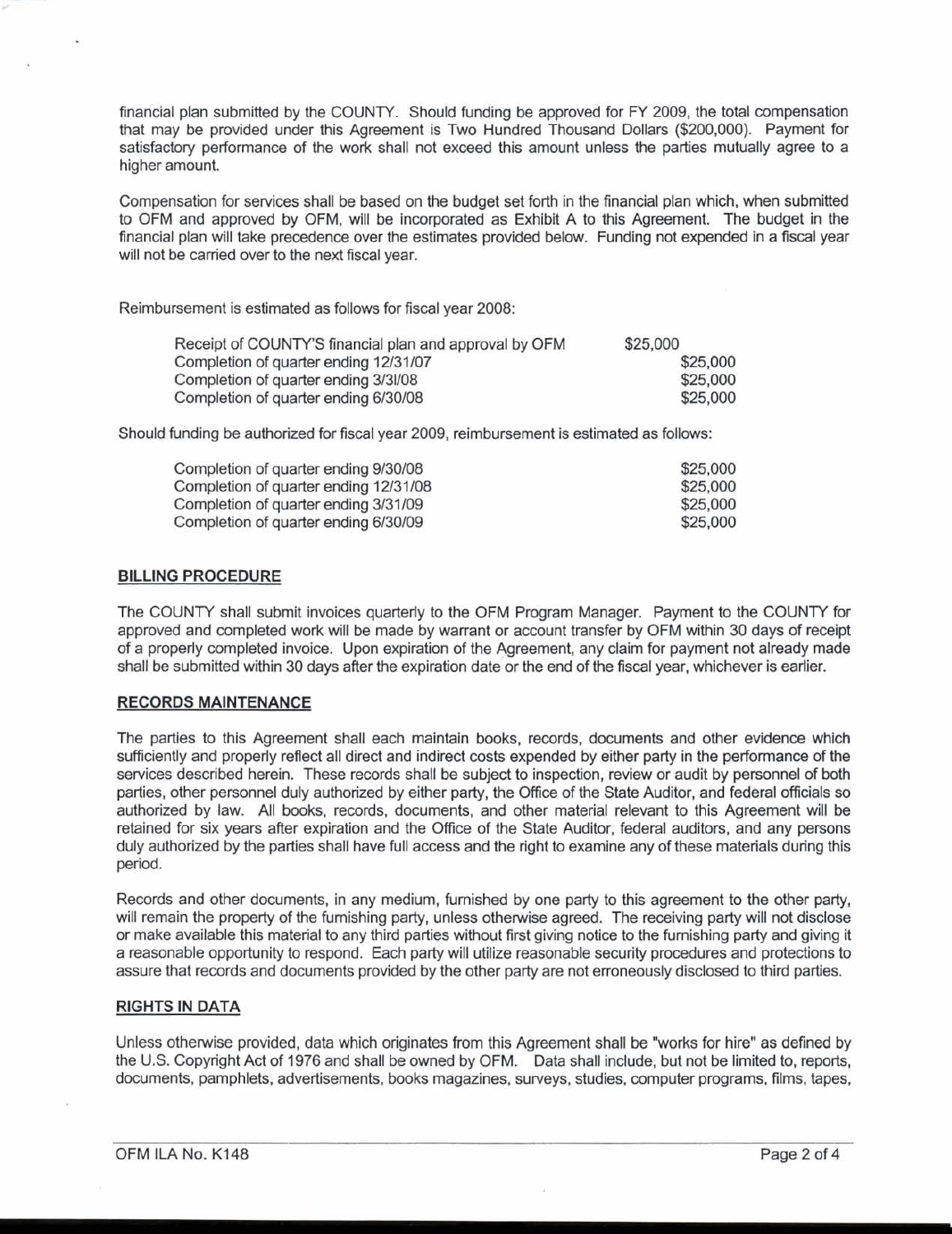financial plan submitted by the COUNTY. Should funding be approved for FY 2009, the total compensation that may be provided under this Agreement is Two Hundred Thousand Dollars ($200,000). Payment for satisfactory performance of the work shall not exceed this amount unless the parties mutually agree to a higher amount.

Compensation for services shall be based on the budget set forth in the financial plan which, when submitted to OFM and approved by OFM, will be incorporated as Exhibit A to this Agreement. The budget in the financial plan will take precedence over the estimates provided below. Funding not expended in a fiscal year will not be carried over to the next fiscal year.

Reimbursement is estimated as follows for fiscal year 2008:

| | |
|---|---|
| Receipt of COUNTY'S financial plan and approval by OFM | $25,000 |
| Completion of quarter ending 12/31/07 | $25,000 |
| Completion of quarter ending 3/31/08 | $25,000 |
| Completion of quarter ending 6/30/08 | $25,000 |

Should funding be authorized for fiscal year 2009, reimbursement is estimated as follows:

| | |
|---|---|
| Completion of quarter ending 9/30/08 | $25,000 |
| Completion of quarter ending 12/31/08 | $25,000 |
| Completion of quarter ending 3/31/09 | $25,000 |
| Completion of quarter ending 6/30/09 | $25,000 |

## BILLING PROCEDURE

The COUNTY shall submit invoices quarterly to the OFM Program Manager. Payment to the COUNTY for approved and completed work will be made by warrant or account transfer by OFM within 30 days of receipt of a properly completed invoice. Upon expiration of the Agreement, any claim for payment not already made shall be submitted within 30 days after the expiration date or the end of the fiscal year, whichever is earlier.

## RECORDS MAINTENANCE

The parties to this Agreement shall each maintain books, records, documents and other evidence which sufficiently and properly reflect all direct and indirect costs expended by either party in the performance of the services described herein. These records shall be subject to inspection, review or audit by personnel of both parties, other personnel duly authorized by either party, the Office of the State Auditor, and federal officials so authorized by law. All books, records, documents, and other material relevant to this Agreement will be retained for six years after expiration and the Office of the State Auditor, federal auditors, and any persons duly authorized by the parties shall have full access and the right to examine any of these materials during this period.

Records and other documents, in any medium, furnished by one party to this agreement to the other party, will remain the property of the furnishing party, unless otherwise agreed. The receiving party will not disclose or make available this material to any third parties without first giving notice to the furnishing party and giving it a reasonable opportunity to respond. Each party will utilize reasonable security procedures and protections to assure that records and documents provided by the other party are not erroneously disclosed to third parties.

## RIGHTS IN DATA

Unless otherwise provided, data which originates from this Agreement shall be "works for hire" as defined by the U.S. Copyright Act of 1976 and shall be owned by OFM. Data shall include, but not be limited to, reports, documents, pamphlets, advertisements, books magazines, surveys, studies, computer programs, films, tapes,

OFM ILA No. K148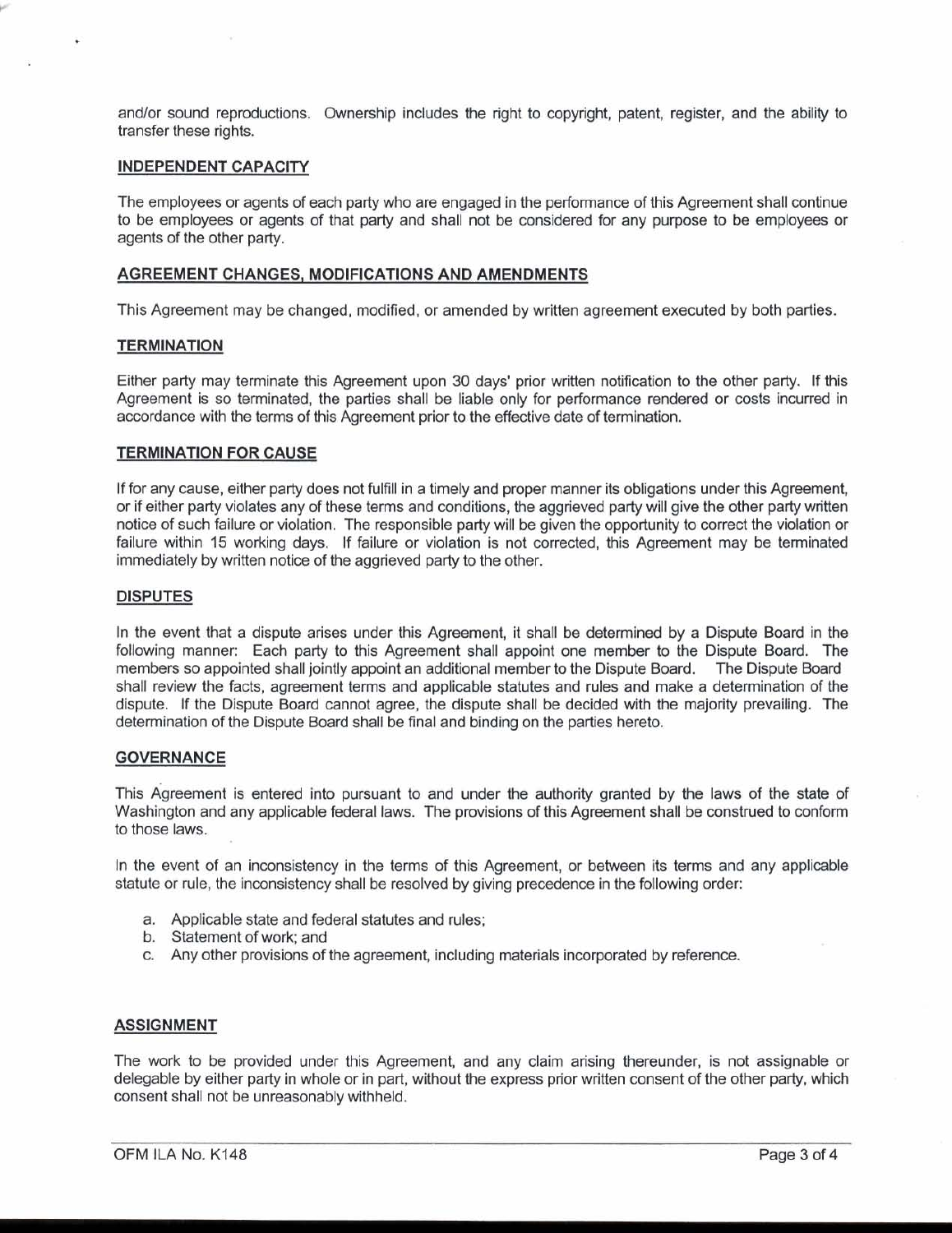and/or sound reproductions. Ownership includes the right to copyright, patent, register, and the ability to transfer these rights.

## INDEPENDENT CAPACITY

The employees or agents of each party who are engaged in the performance of this Agreement shall continue to be employees or agents of that party and shall not be considered for any purpose to be employees or agents of the other party.

## AGREEMENT CHANGES, MODIFICATIONS AND AMENDMENTS

This Agreement may be changed, modified, or amended by written agreement executed by both parties.

## TERMINATION

Either party may terminate this Agreement upon 30 days' prior written notification to the other party. If this Agreement is so terminated, the parties shall be liable only for performance rendered or costs incurred in accordance with the terms of this Agreement prior to the effective date of termination.

## TERMINATION FOR CAUSE

If for any cause, either party does not fulfill in a timely and proper manner its obligations under this Agreement, or if either party violates any of these terms and conditions, the aggrieved party will give the other party written notice of such failure or violation. The responsible party will be given the opportunity to correct the violation or failure within 15 working days. If failure or violation is not corrected, this Agreement may be terminated immediately by written notice of the aggrieved party to the other.

## DISPUTES

In the event that a dispute arises under this Agreement, it shall be determined by a Dispute Board in the following manner: Each party to this Agreement shall appoint one member to the Dispute Board. The members so appointed shall jointly appoint an additional member to the Dispute Board. The Dispute Board shall review the facts, agreement terms and applicable statutes and rules and make a determination of the dispute. If the Dispute Board cannot agree, the dispute shall be decided with the majority prevailing. The determination of the Dispute Board shall be final and binding on the parties hereto.

## GOVERNANCE

This Agreement is entered into pursuant to and under the authority granted by the laws of the state of Washington and any applicable federal laws. The provisions of this Agreement shall be construed to conform to those laws.

In the event of an inconsistency in the terms of this Agreement, or between its terms and any applicable statute or rule, the inconsistency shall be resolved by giving precedence in the following order:

a. Applicable state and federal statutes and rules;
b. Statement of work; and
c. Any other provisions of the agreement, including materials incorporated by reference.

## ASSIGNMENT

The work to be provided under this Agreement, and any claim arising thereunder, is not assignable or delegable by either party in whole or in part, without the express prior written consent of the other party, which consent shall not be unreasonably withheld.

OFM ILA No. K148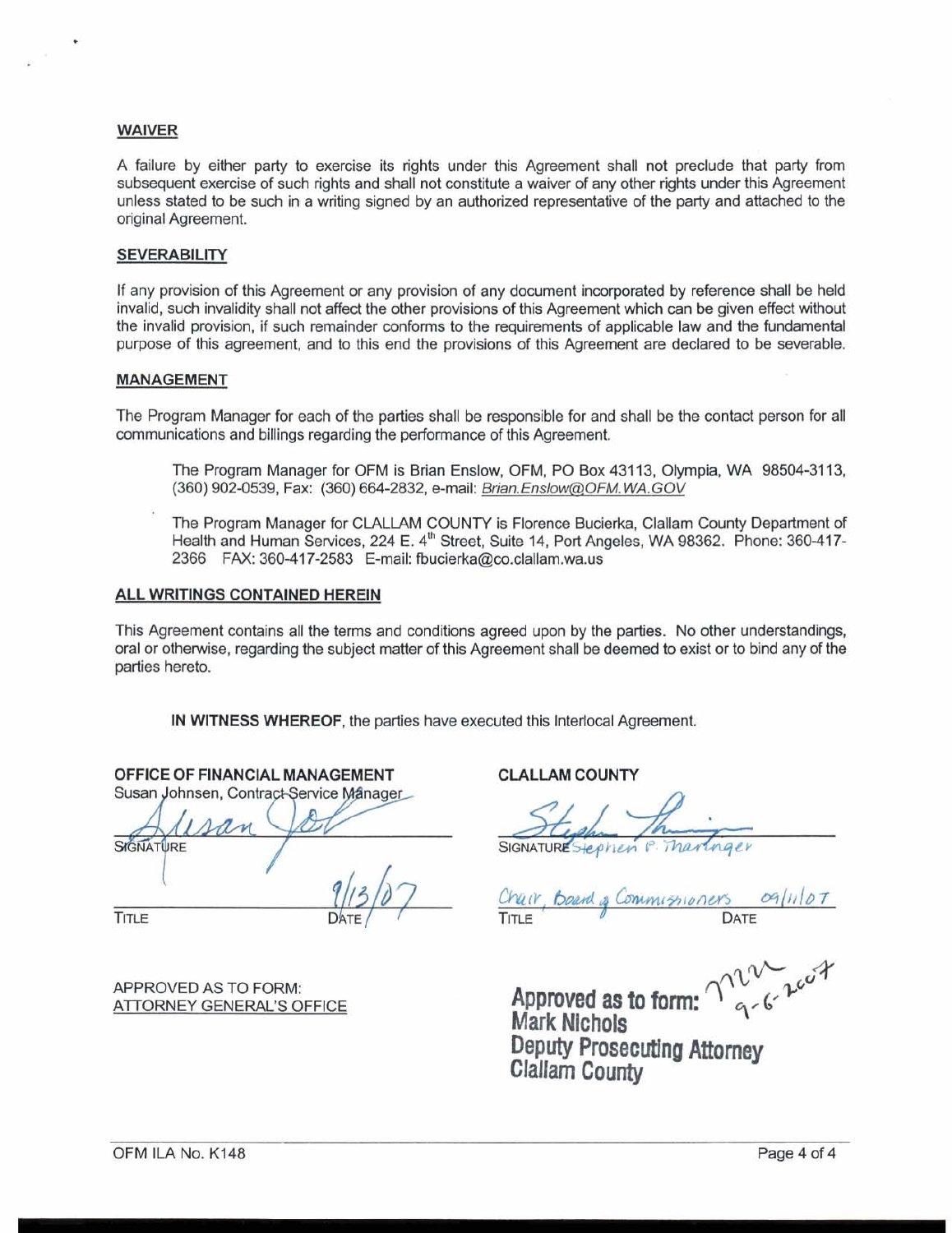#### WAIVER

A failure by either party to exercise its rights under this Agreement shall not preclude that party from subsequent exercise of such rights and shall not constitute a waiver of any other rights under this Agreement unless stated to be such in a writing signed by an authorized representative of the party and attached to the original Agreement.

#### SEVERABILITY

If any provision of this Agreement or any provision of any document incorporated by reference shall be held invalid, such invalidity shall not affect the other provisions of this Agreement which can be given effect without the invalid provision, if such remainder conforms to the requirements of applicable law and the fundamental purpose of this agreement, and to this end the provisions of this Agreement are declared to be severable.

#### MANAGEMENT

The Program Manager for each of the parties shall be responsible for and shall be the contact person for all communications and billings regarding the performance of this Agreement.

> The Program Manager for OFM is Brian Enslow, OFM, PO Box 43113, Olympia, WA 98504-3113, (360) 902-0539, Fax: (360) 664-2832, e-mail: *Brian.Enslow@OFM.WA.GOV*

> The Program Manager for CLALLAM COUNTY is Florence Bucierka, Clallam County Department of Health and Human Services, 224 E. 4th Street, Suite 14, Port Angeles, WA 98362. Phone: 360-417-2366 FAX: 360-417-2583 E-mail: fbucierka@co.clallam.wa.us

#### ALL WRITINGS CONTAINED HEREIN

This Agreement contains all the terms and conditions agreed upon by the parties. No other understandings, oral or otherwise, regarding the subject matter of this Agreement shall be deemed to exist or to bind any of the parties hereto.

**IN WITNESS WHEREOF**, the parties have executed this Interlocal Agreement.

**OFFICE OF FINANCIAL MANAGEMENT**
Susan Johnsen, Contract Service Manager

[signature]
SIGNATURE

TITLE DATE 9/13/07

APPROVED AS TO FORM:
ATTORNEY GENERAL'S OFFICE

**CLALLAM COUNTY**

[signature]
SIGNATURE Stephen P. Tharinger

Chair, Board of Commissioners
TITLE

09/11/07
DATE

**Approved as to form:** [initials] 9-6-2007
**Mark Nichols**
**Deputy Prosecuting Attorney**
**Clallam County**

OFM ILA No. K148